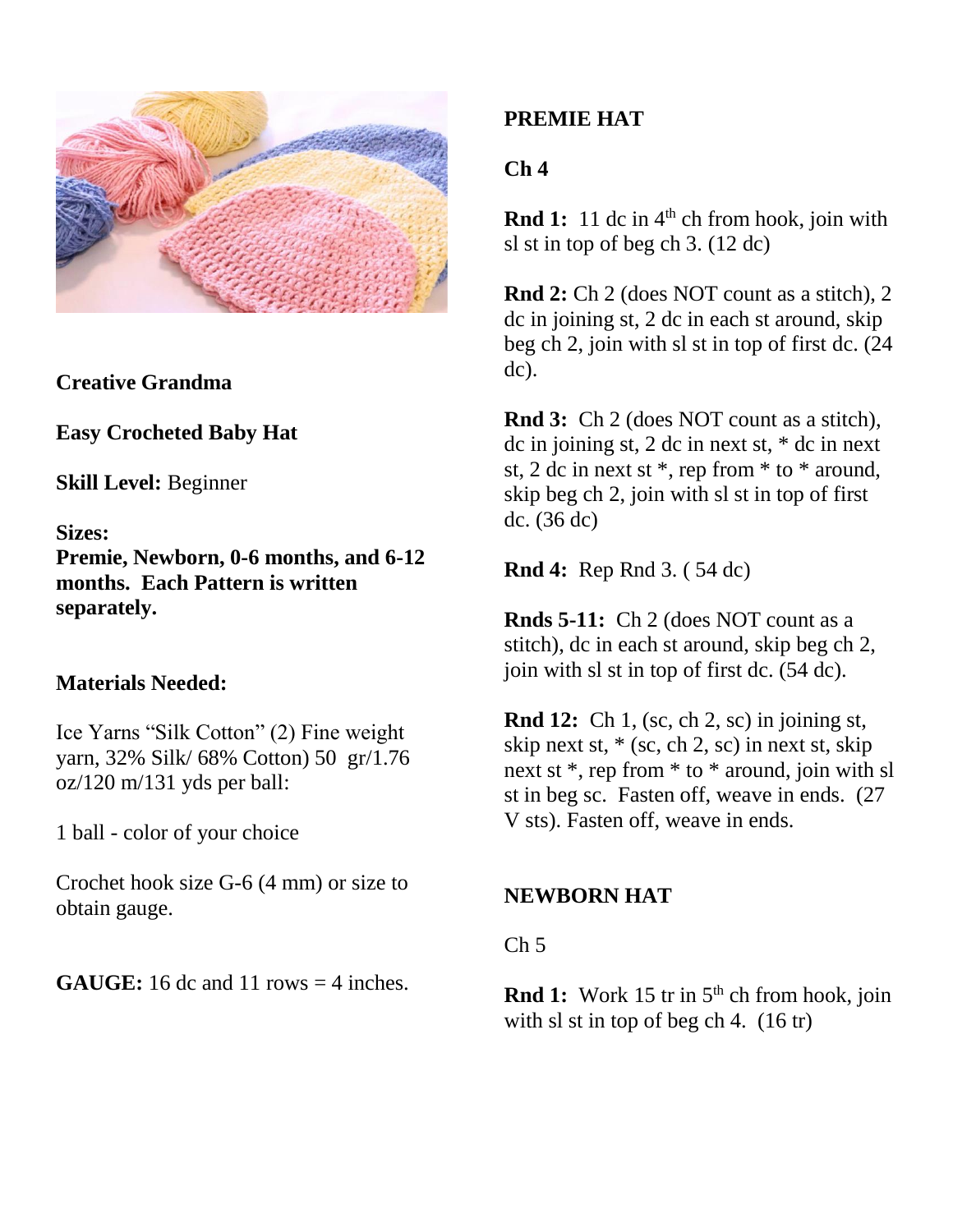**Creative Grandma**

**Easy Crocheted Baby Hat**

**Skill Level:** Beginner

**Sizes:**
**Premie, Newborn, 0-6 months, and 6-12 months. Each Pattern is written separately.**

**Materials Needed:**

Ice Yarns "Silk Cotton" (2) Fine weight yarn, 32% Silk/ 68% Cotton) 50 gr/1.76 oz/120 m/131 yds per ball:

1 ball - color of your choice

Crochet hook size G-6 (4 mm) or size to obtain gauge.

**GAUGE:** 16 dc and 11 rows = 4 inches.

**PREMIE HAT**

**Ch 4**

**Rnd 1:** 11 dc in 4th ch from hook, join with sl st in top of beg ch 3. (12 dc)

**Rnd 2:** Ch 2 (does NOT count as a stitch), 2 dc in joining st, 2 dc in each st around, skip beg ch 2, join with sl st in top of first dc. (24 dc).

**Rnd 3:** Ch 2 (does NOT count as a stitch), dc in joining st, 2 dc in next st, * dc in next st, 2 dc in next st *, rep from * to * around, skip beg ch 2, join with sl st in top of first dc. (36 dc)

**Rnd 4:** Rep Rnd 3. ( 54 dc)

**Rnds 5-11:** Ch 2 (does NOT count as a stitch), dc in each st around, skip beg ch 2, join with sl st in top of first dc. (54 dc).

**Rnd 12:** Ch 1, (sc, ch 2, sc) in joining st, skip next st, * (sc, ch 2, sc) in next st, skip next st *, rep from * to * around, join with sl st in beg sc. Fasten off, weave in ends. (27 V sts). Fasten off, weave in ends.

**NEWBORN HAT**

Ch 5

**Rnd 1:** Work 15 tr in 5th ch from hook, join with sl st in top of beg ch 4. (16 tr)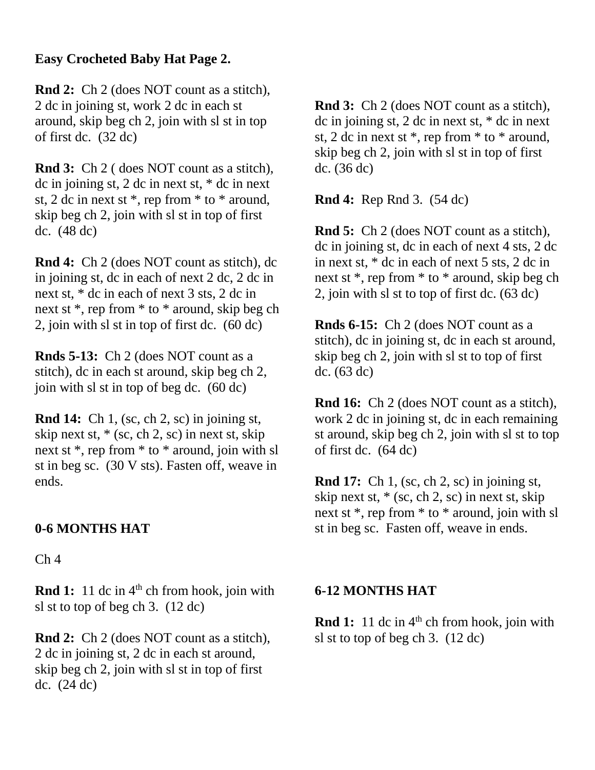**Easy Crocheted Baby Hat Page 2.**

**Rnd 2:** Ch 2 (does NOT count as a stitch), 2 dc in joining st, work 2 dc in each st around, skip beg ch 2, join with sl st in top of first dc. (32 dc)

**Rnd 3:** Ch 2 ( does NOT count as a stitch), dc in joining st, 2 dc in next st, * dc in next st, 2 dc in next st *, rep from * to * around, skip beg ch 2, join with sl st in top of first dc. (48 dc)

**Rnd 4:** Ch 2 (does NOT count as stitch), dc in joining st, dc in each of next 2 dc, 2 dc in next st, * dc in each of next 3 sts, 2 dc in next st *, rep from * to * around, skip beg ch 2, join with sl st in top of first dc. (60 dc)

**Rnds 5-13:** Ch 2 (does NOT count as a stitch), dc in each st around, skip beg ch 2, join with sl st in top of beg dc. (60 dc)

**Rnd 14:** Ch 1, (sc, ch 2, sc) in joining st, skip next st, * (sc, ch 2, sc) in next st, skip next st *, rep from * to * around, join with sl st in beg sc. (30 V sts). Fasten off, weave in ends.

**0-6 MONTHS HAT**

Ch 4

**Rnd 1:** 11 dc in 4th ch from hook, join with sl st to top of beg ch 3. (12 dc)

**Rnd 2:** Ch 2 (does NOT count as a stitch), 2 dc in joining st, 2 dc in each st around, skip beg ch 2, join with sl st in top of first dc. (24 dc)

**Rnd 3:** Ch 2 (does NOT count as a stitch), dc in joining st, 2 dc in next st, * dc in next st, 2 dc in next st *, rep from * to * around, skip beg ch 2, join with sl st in top of first dc. (36 dc)

**Rnd 4:** Rep Rnd 3. (54 dc)

**Rnd 5:** Ch 2 (does NOT count as a stitch), dc in joining st, dc in each of next 4 sts, 2 dc in next st, * dc in each of next 5 sts, 2 dc in next st *, rep from * to * around, skip beg ch 2, join with sl st to top of first dc. (63 dc)

**Rnds 6-15:** Ch 2 (does NOT count as a stitch), dc in joining st, dc in each st around, skip beg ch 2, join with sl st to top of first dc. (63 dc)

**Rnd 16:** Ch 2 (does NOT count as a stitch), work 2 dc in joining st, dc in each remaining st around, skip beg ch 2, join with sl st to top of first dc. (64 dc)

**Rnd 17:** Ch 1, (sc, ch 2, sc) in joining st, skip next st, * (sc, ch 2, sc) in next st, skip next st *, rep from * to * around, join with sl st in beg sc. Fasten off, weave in ends.

**6-12 MONTHS HAT**

**Rnd 1:** 11 dc in 4th ch from hook, join with sl st to top of beg ch 3. (12 dc)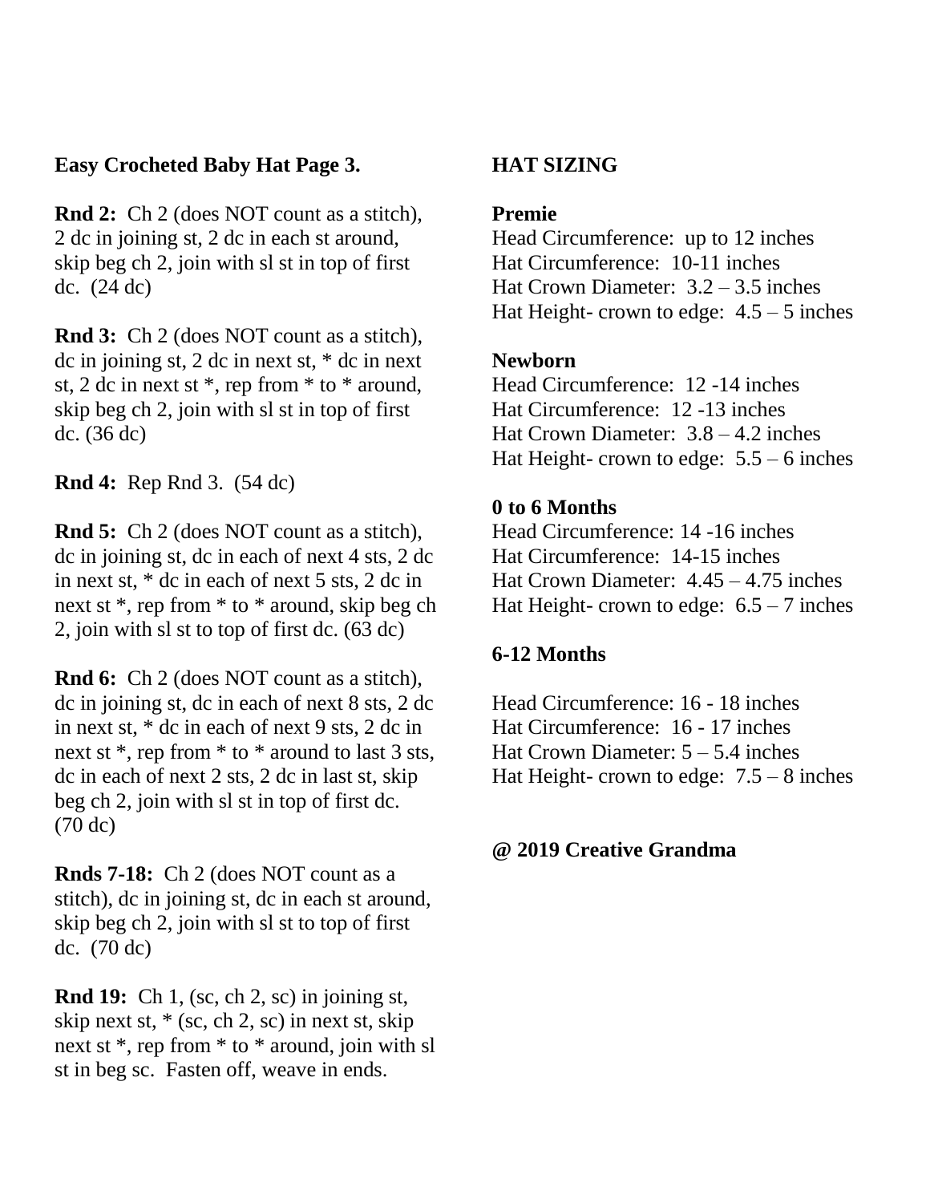**Easy Crocheted Baby Hat Page 3.**

**Rnd 2:** Ch 2 (does NOT count as a stitch), 2 dc in joining st, 2 dc in each st around, skip beg ch 2, join with sl st in top of first dc. (24 dc)

**Rnd 3:** Ch 2 (does NOT count as a stitch), dc in joining st, 2 dc in next st, * dc in next st, 2 dc in next st *, rep from * to * around, skip beg ch 2, join with sl st in top of first dc. (36 dc)

**Rnd 4:** Rep Rnd 3. (54 dc)

**Rnd 5:** Ch 2 (does NOT count as a stitch), dc in joining st, dc in each of next 4 sts, 2 dc in next st, * dc in each of next 5 sts, 2 dc in next st *, rep from * to * around, skip beg ch 2, join with sl st to top of first dc. (63 dc)

**Rnd 6:** Ch 2 (does NOT count as a stitch), dc in joining st, dc in each of next 8 sts, 2 dc in next st, * dc in each of next 9 sts, 2 dc in next st *, rep from * to * around to last 3 sts, dc in each of next 2 sts, 2 dc in last st, skip beg ch 2, join with sl st in top of first dc. (70 dc)

**Rnds 7-18:** Ch 2 (does NOT count as a stitch), dc in joining st, dc in each st around, skip beg ch 2, join with sl st to top of first dc. (70 dc)

**Rnd 19:** Ch 1, (sc, ch 2, sc) in joining st, skip next st, * (sc, ch 2, sc) in next st, skip next st *, rep from * to * around, join with sl st in beg sc. Fasten off, weave in ends.

**HAT SIZING**

**Premie**
Head Circumference: up to 12 inches
Hat Circumference: 10-11 inches
Hat Crown Diameter: 3.2 – 3.5 inches
Hat Height- crown to edge: 4.5 – 5 inches

**Newborn**
Head Circumference: 12 -14 inches
Hat Circumference: 12 -13 inches
Hat Crown Diameter: 3.8 – 4.2 inches
Hat Height- crown to edge: 5.5 – 6 inches

**0 to 6 Months**
Head Circumference: 14 -16 inches
Hat Circumference: 14-15 inches
Hat Crown Diameter: 4.45 – 4.75 inches
Hat Height- crown to edge: 6.5 – 7 inches

**6-12 Months**

Head Circumference: 16 - 18 inches
Hat Circumference: 16 - 17 inches
Hat Crown Diameter: 5 – 5.4 inches
Hat Height- crown to edge: 7.5 – 8 inches

**@ 2019 Creative Grandma**